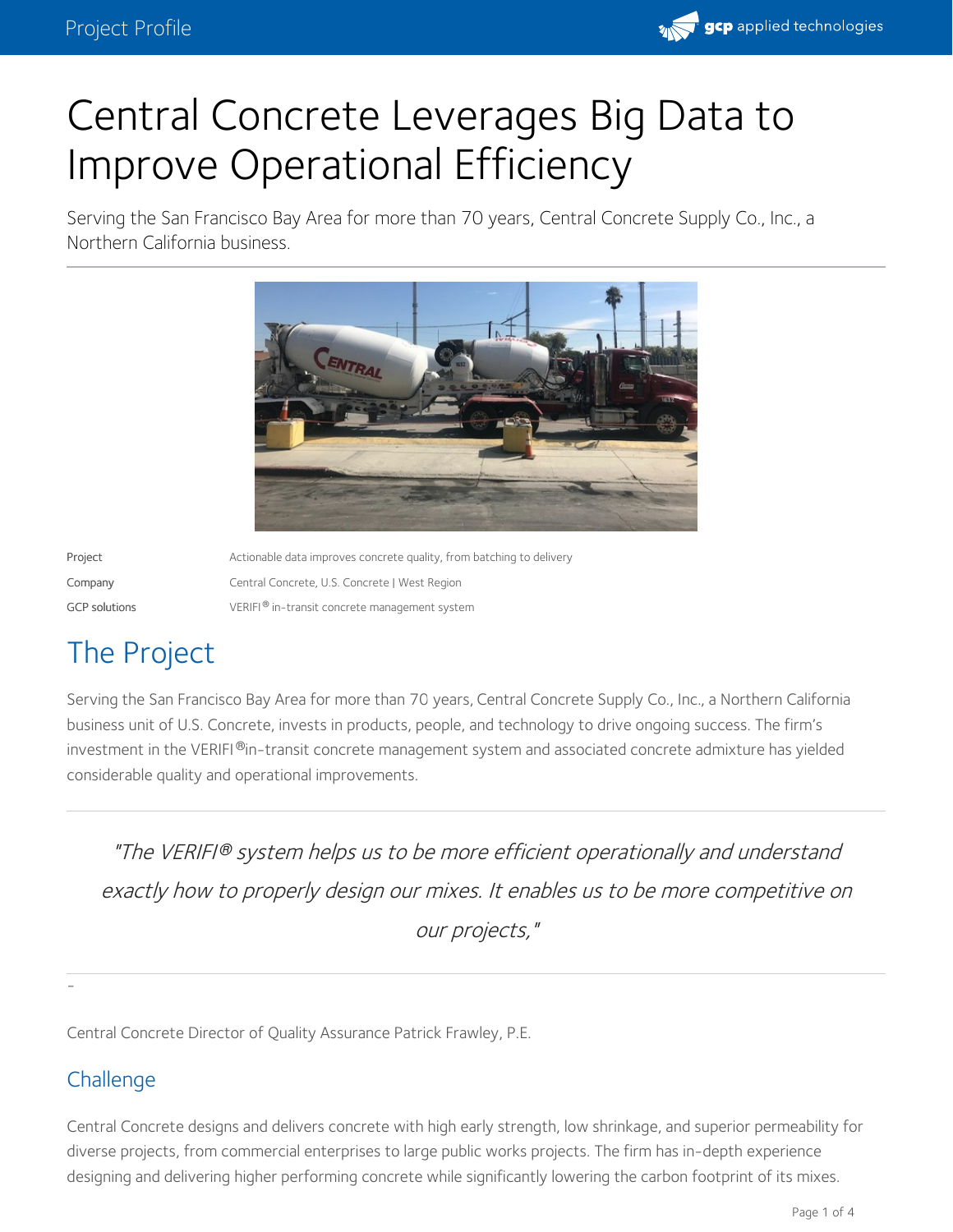# Central Concrete Leverages Big Data to Improve Operational Efficiency

Serving the San Francisco Bay Area for more than 70 years, Central Concrete Supply Co., Inc., a Northern California business.

| | |
|---|---|
| Project | Actionable data improves concrete quality, from batching to delivery |
| Company | Central Concrete, U.S. Concrete \| West Region |
| GCP solutions | VERIFI® in-transit concrete management system |

## The Project

Serving the San Francisco Bay Area for more than 70 years, Central Concrete Supply Co., Inc., a Northern California business unit of U.S. Concrete, invests in products, people, and technology to drive ongoing success. The firm's investment in the VERIFI®in-transit concrete management system and associated concrete admixture has yielded considerable quality and operational improvements.

> *"The VERIFI® system helps us to be more efficient operationally and understand exactly how to properly design our mixes. It enables us to be more competitive on our projects,"*

–

Central Concrete Director of Quality Assurance Patrick Frawley, P.E.

### Challenge

Central Concrete designs and delivers concrete with high early strength, low shrinkage, and superior permeability for diverse projects, from commercial enterprises to large public works projects. The firm has in-depth experience designing and delivering higher performing concrete while significantly lowering the carbon footprint of its mixes.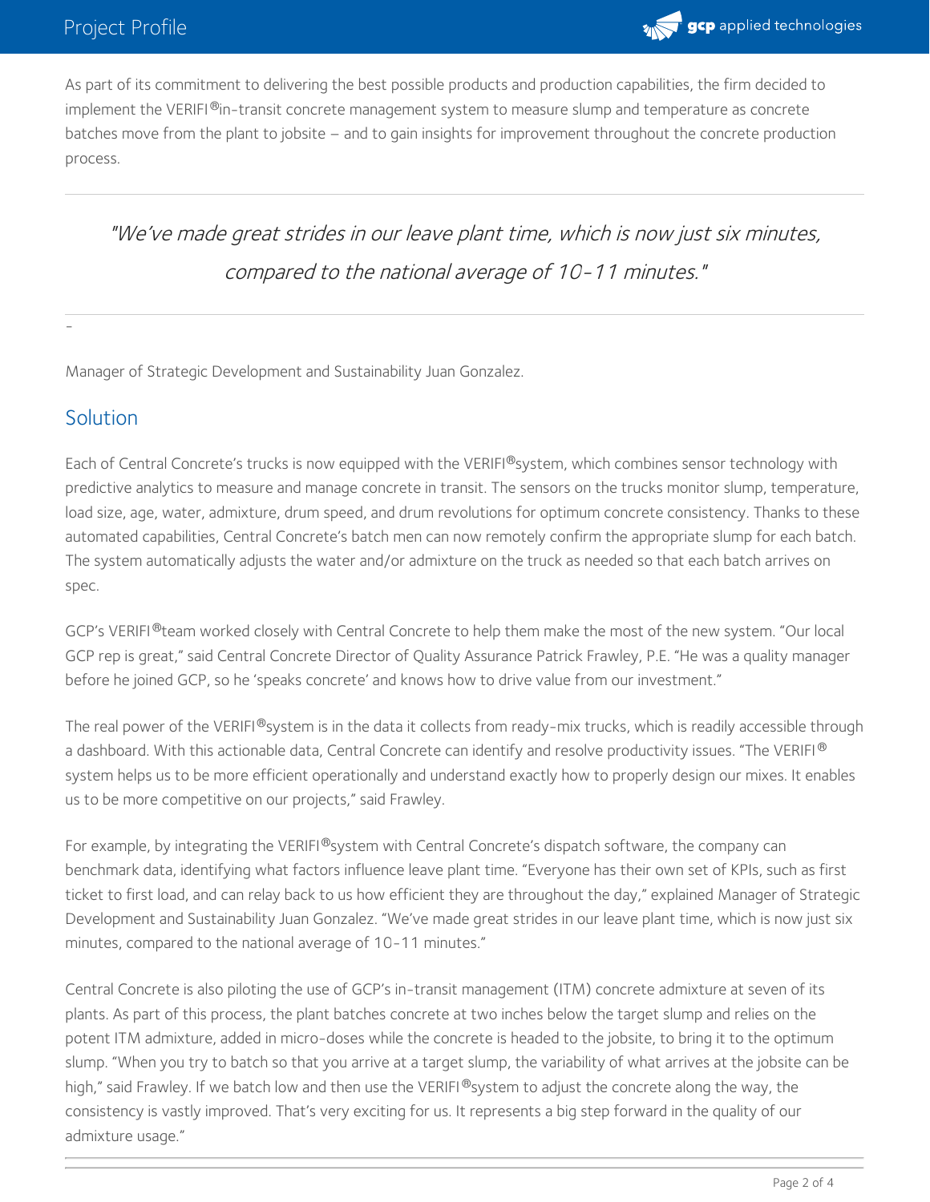As part of its commitment to delivering the best possible products and production capabilities, the firm decided to implement the VERIFI®in-transit concrete management system to measure slump and temperature as concrete batches move from the plant to jobsite – and to gain insights for improvement throughout the concrete production process.

---

> *"We've made great strides in our leave plant time, which is now just six minutes, compared to the national average of 10-11 minutes."*

---

-

Manager of Strategic Development and Sustainability Juan Gonzalez.

## Solution

Each of Central Concrete's trucks is now equipped with the VERIFI®system, which combines sensor technology with predictive analytics to measure and manage concrete in transit. The sensors on the trucks monitor slump, temperature, load size, age, water, admixture, drum speed, and drum revolutions for optimum concrete consistency. Thanks to these automated capabilities, Central Concrete's batch men can now remotely confirm the appropriate slump for each batch. The system automatically adjusts the water and/or admixture on the truck as needed so that each batch arrives on spec.

GCP's VERIFI®team worked closely with Central Concrete to help them make the most of the new system. "Our local GCP rep is great," said Central Concrete Director of Quality Assurance Patrick Frawley, P.E. "He was a quality manager before he joined GCP, so he 'speaks concrete' and knows how to drive value from our investment."

The real power of the VERIFI®system is in the data it collects from ready-mix trucks, which is readily accessible through a dashboard. With this actionable data, Central Concrete can identify and resolve productivity issues. "The VERIFI® system helps us to be more efficient operationally and understand exactly how to properly design our mixes. It enables us to be more competitive on our projects," said Frawley.

For example, by integrating the VERIFI®system with Central Concrete's dispatch software, the company can benchmark data, identifying what factors influence leave plant time. "Everyone has their own set of KPIs, such as first ticket to first load, and can relay back to us how efficient they are throughout the day," explained Manager of Strategic Development and Sustainability Juan Gonzalez. "We've made great strides in our leave plant time, which is now just six minutes, compared to the national average of 10-11 minutes."

Central Concrete is also piloting the use of GCP's in-transit management (ITM) concrete admixture at seven of its plants. As part of this process, the plant batches concrete at two inches below the target slump and relies on the potent ITM admixture, added in micro-doses while the concrete is headed to the jobsite, to bring it to the optimum slump. "When you try to batch so that you arrive at a target slump, the variability of what arrives at the jobsite can be high," said Frawley. If we batch low and then use the VERIFI®system to adjust the concrete along the way, the consistency is vastly improved. That's very exciting for us. It represents a big step forward in the quality of our admixture usage."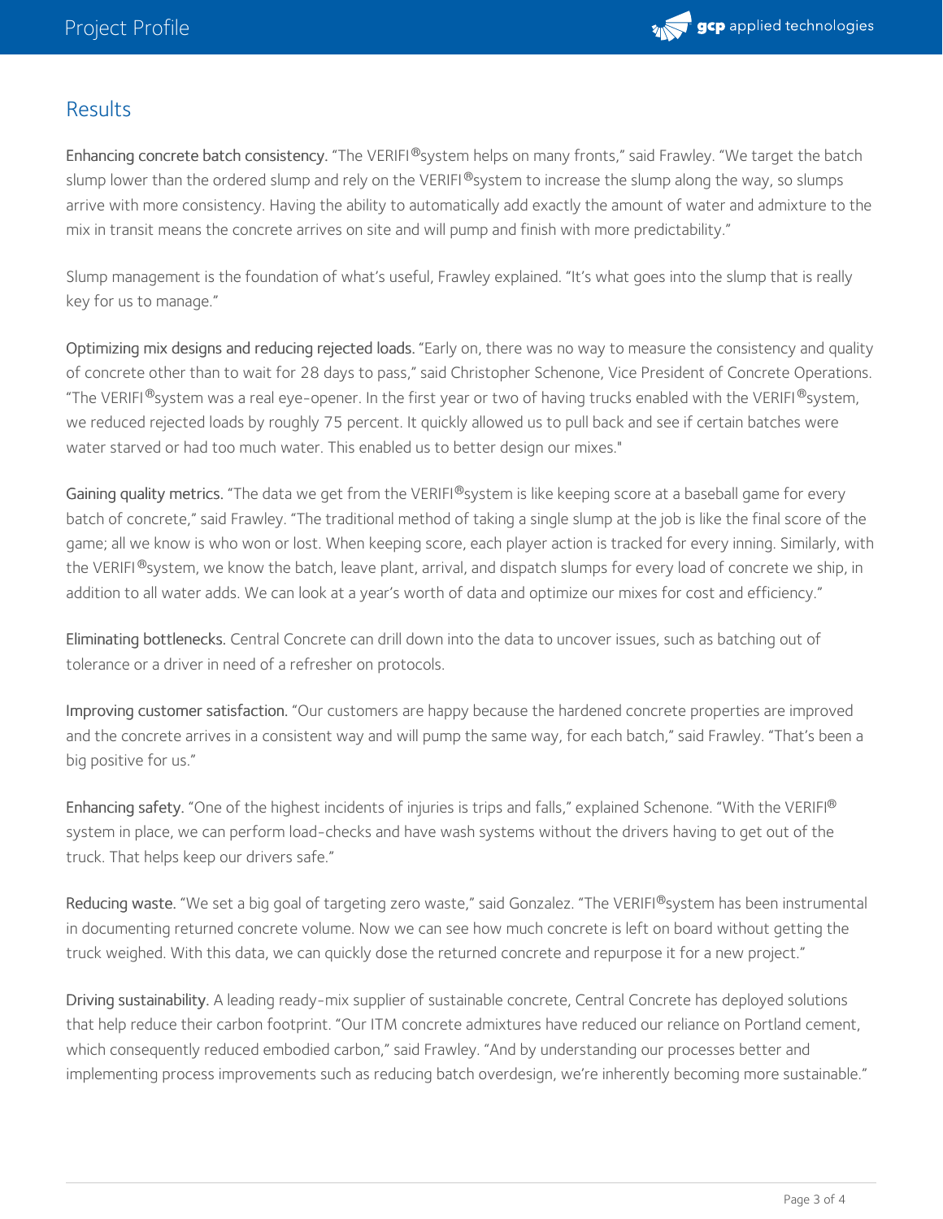## Results

**Enhancing concrete batch consistency.** “The VERIFI®system helps on many fronts,” said Frawley. “We target the batch slump lower than the ordered slump and rely on the VERIFI®system to increase the slump along the way, so slumps arrive with more consistency. Having the ability to automatically add exactly the amount of water and admixture to the mix in transit means the concrete arrives on site and will pump and finish with more predictability.”

Slump management is the foundation of what’s useful, Frawley explained. “It’s what goes into the slump that is really key for us to manage.”

**Optimizing mix designs and reducing rejected loads.** “Early on, there was no way to measure the consistency and quality of concrete other than to wait for 28 days to pass,” said Christopher Schenone, Vice President of Concrete Operations. “The VERIFI®system was a real eye-opener. In the first year or two of having trucks enabled with the VERIFI®system, we reduced rejected loads by roughly 75 percent. It quickly allowed us to pull back and see if certain batches were water starved or had too much water. This enabled us to better design our mixes."

**Gaining quality metrics.** “The data we get from the VERIFI®system is like keeping score at a baseball game for every batch of concrete,” said Frawley. “The traditional method of taking a single slump at the job is like the final score of the game; all we know is who won or lost. When keeping score, each player action is tracked for every inning. Similarly, with the VERIFI®system, we know the batch, leave plant, arrival, and dispatch slumps for every load of concrete we ship, in addition to all water adds. We can look at a year’s worth of data and optimize our mixes for cost and efficiency.”

**Eliminating bottlenecks.** Central Concrete can drill down into the data to uncover issues, such as batching out of tolerance or a driver in need of a refresher on protocols.

**Improving customer satisfaction.** “Our customers are happy because the hardened concrete properties are improved and the concrete arrives in a consistent way and will pump the same way, for each batch,” said Frawley. “That’s been a big positive for us.”

**Enhancing safety.** “One of the highest incidents of injuries is trips and falls,” explained Schenone. “With the VERIFI® system in place, we can perform load-checks and have wash systems without the drivers having to get out of the truck. That helps keep our drivers safe.”

**Reducing waste.** “We set a big goal of targeting zero waste,” said Gonzalez. “The VERIFI®system has been instrumental in documenting returned concrete volume. Now we can see how much concrete is left on board without getting the truck weighed. With this data, we can quickly dose the returned concrete and repurpose it for a new project.”

**Driving sustainability.** A leading ready-mix supplier of sustainable concrete, Central Concrete has deployed solutions that help reduce their carbon footprint. “Our ITM concrete admixtures have reduced our reliance on Portland cement, which consequently reduced embodied carbon,” said Frawley. “And by understanding our processes better and implementing process improvements such as reducing batch overdesign, we’re inherently becoming more sustainable.”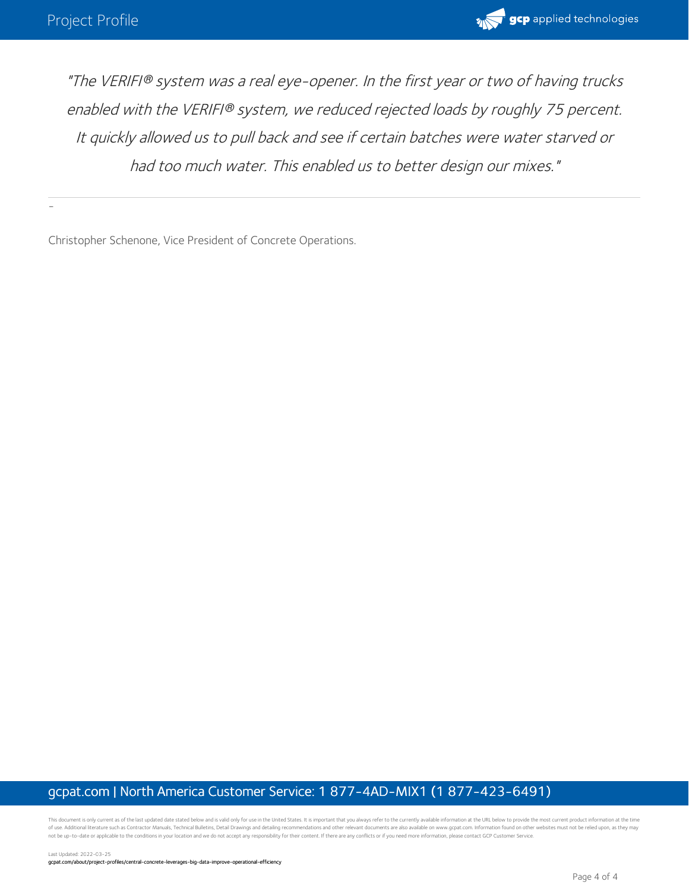*"The VERIFI® system was a real eye-opener. In the first year or two of having trucks enabled with the VERIFI® system, we reduced rejected loads by roughly 75 percent. It quickly allowed us to pull back and see if certain batches were water starved or had too much water. This enabled us to better design our mixes."*

---

-

Christopher Schenone, Vice President of Concrete Operations.

gcpat.com | North America Customer Service: 1 877-4AD-MIX1 (1 877-423-6491)

This document is only current as of the last updated date stated below and is valid only for use in the United States. It is important that you always refer to the currently available information at the URL below to provide the most current product information at the time of use. Additional literature such as Contractor Manuals, Technical Bulletins, Detail Drawings and detailing recommendations and other relevant documents are also available on www.gcpat.com. Information found on other websites must not be relied upon, as they may not be up-to-date or applicable to the conditions in your location and we do not accept any responsibility for their content. If there are any conflicts or if you need more information, please contact GCP Customer Service.

Last Updated: 2022-03-25
gcpat.com/about/project-profiles/central-concrete-leverages-big-data-improve-operational-efficiency